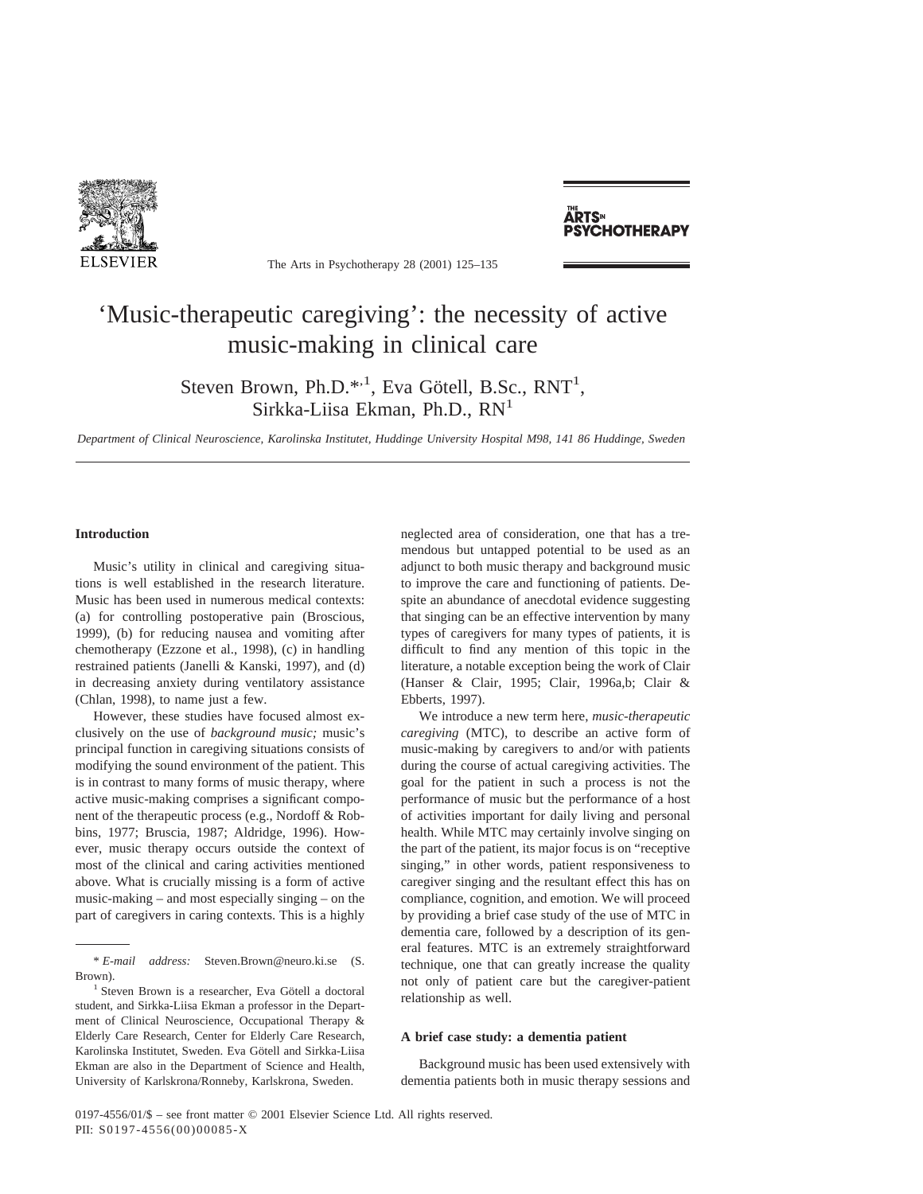# 'Music-therapeutic caregiving': the necessity of active music-making in clinical care

Steven Brown, Ph.D.*[,1], Eva Götell, B.Sc., RNT[1], Sirkka-Liisa Ekman, Ph.D., RN[1]

*Department of Clinical Neuroscience, Karolinska Institutet, Huddinge University Hospital M98, 141 86 Huddinge, Sweden*

## Introduction

Music's utility in clinical and caregiving situations is well established in the research literature. Music has been used in numerous medical contexts: (a) for controlling postoperative pain (Broscious, 1999), (b) for reducing nausea and vomiting after chemotherapy (Ezzone et al., 1998), (c) in handling restrained patients (Janelli & Kanski, 1997), and (d) in decreasing anxiety during ventilatory assistance (Chlan, 1998), to name just a few.

However, these studies have focused almost exclusively on the use of *background music;* music's principal function in caregiving situations consists of modifying the sound environment of the patient. This is in contrast to many forms of music therapy, where active music-making comprises a significant component of the therapeutic process (e.g., Nordoff & Robbins, 1977; Bruscia, 1987; Aldridge, 1996). However, music therapy occurs outside the context of most of the clinical and caring activities mentioned above. What is crucially missing is a form of active music-making – and most especially singing – on the part of caregivers in caring contexts. This is a highly neglected area of consideration, one that has a tremendous but untapped potential to be used as an adjunct to both music therapy and background music to improve the care and functioning of patients. Despite an abundance of anecdotal evidence suggesting that singing can be an effective intervention by many types of caregivers for many types of patients, it is difficult to find any mention of this topic in the literature, a notable exception being the work of Clair (Hanser & Clair, 1995; Clair, 1996a,b; Clair & Ebberts, 1997).

We introduce a new term here, *music-therapeutic caregiving* (MTC), to describe an active form of music-making by caregivers to and/or with patients during the course of actual caregiving activities. The goal for the patient in such a process is not the performance of music but the performance of a host of activities important for daily living and personal health. While MTC may certainly involve singing on the part of the patient, its major focus is on "receptive singing," in other words, patient responsiveness to caregiver singing and the resultant effect this has on compliance, cognition, and emotion. We will proceed by providing a brief case study of the use of MTC in dementia care, followed by a description of its general features. MTC is an extremely straightforward technique, one that can greatly increase the quality not only of patient care but the caregiver-patient relationship as well.

## A brief case study: a dementia patient

Background music has been used extensively with dementia patients both in music therapy sessions and

---

\* *E-mail address:* Steven.Brown@neuro.ki.se (S. Brown).

[1] Steven Brown is a researcher, Eva Götell a doctoral student, and Sirkka-Liisa Ekman a professor in the Department of Clinical Neuroscience, Occupational Therapy & Elderly Care Research, Center for Elderly Care Research, Karolinska Institutet, Sweden. Eva Götell and Sirkka-Liisa Ekman are also in the Department of Science and Health, University of Karlskrona/Ronneby, Karlskrona, Sweden.

0197-4556/01/$ – see front matter © 2001 Elsevier Science Ltd. All rights reserved.
PII: S0197-4556(00)00085-X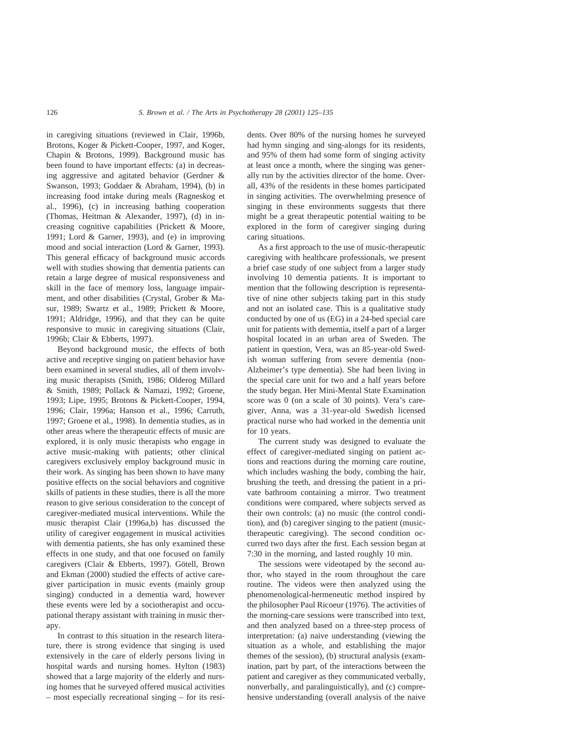in caregiving situations (reviewed in Clair, 1996b, Brotons, Koger & Pickett-Cooper, 1997, and Koger, Chapin & Brotons, 1999). Background music has been found to have important effects: (a) in decreasing aggressive and agitated behavior (Gerdner & Swanson, 1993; Goddaer & Abraham, 1994), (b) in increasing food intake during meals (Ragneskog et al., 1996), (c) in increasing bathing cooperation (Thomas, Heitman & Alexander, 1997), (d) in increasing cognitive capabilities (Prickett & Moore, 1991; Lord & Garner, 1993), and (e) in improving mood and social interaction (Lord & Garner, 1993). This general efficacy of background music accords well with studies showing that dementia patients can retain a large degree of musical responsiveness and skill in the face of memory loss, language impairment, and other disabilities (Crystal, Grober & Masur, 1989; Swartz et al., 1989; Prickett & Moore, 1991; Aldridge, 1996), and that they can be quite responsive to music in caregiving situations (Clair, 1996b; Clair & Ebberts, 1997).

Beyond background music, the effects of both active and receptive singing on patient behavior have been examined in several studies, all of them involving music therapists (Smith, 1986; Olderog Millard & Smith, 1989; Pollack & Namazi, 1992; Groene, 1993; Lipe, 1995; Brotons & Pickett-Cooper, 1994, 1996; Clair, 1996a; Hanson et al., 1996; Carruth, 1997; Groene et al., 1998). In dementia studies, as in other areas where the therapeutic effects of music are explored, it is only music therapists who engage in active music-making with patients; other clinical caregivers exclusively employ background music in their work. As singing has been shown to have many positive effects on the social behaviors and cognitive skills of patients in these studies, there is all the more reason to give serious consideration to the concept of caregiver-mediated musical interventions. While the music therapist Clair (1996a,b) has discussed the utility of caregiver engagement in musical activities with dementia patients, she has only examined these effects in one study, and that one focused on family caregivers (Clair & Ebberts, 1997). Götell, Brown and Ekman (2000) studied the effects of active caregiver participation in music events (mainly group singing) conducted in a dementia ward, however these events were led by a sociotherapist and occupational therapy assistant with training in music therapy.

In contrast to this situation in the research literature, there is strong evidence that singing is used extensively in the care of elderly persons living in hospital wards and nursing homes. Hylton (1983) showed that a large majority of the elderly and nursing homes that he surveyed offered musical activities – most especially recreational singing – for its residents. Over 80% of the nursing homes he surveyed had hymn singing and sing-alongs for its residents, and 95% of them had some form of singing activity at least once a month, where the singing was generally run by the activities director of the home. Overall, 43% of the residents in these homes participated in singing activities. The overwhelming presence of singing in these environments suggests that there might be a great therapeutic potential waiting to be explored in the form of caregiver singing during caring situations.

As a first approach to the use of music-therapeutic caregiving with healthcare professionals, we present a brief case study of one subject from a larger study involving 10 dementia patients. It is important to mention that the following description is representative of nine other subjects taking part in this study and not an isolated case. This is a qualitative study conducted by one of us (EG) in a 24-bed special care unit for patients with dementia, itself a part of a larger hospital located in an urban area of Sweden. The patient in question, Vera, was an 85-year-old Swedish woman suffering from severe dementia (non-Alzheimer's type dementia). She had been living in the special care unit for two and a half years before the study began. Her Mini-Mental State Examination score was 0 (on a scale of 30 points). Vera's caregiver, Anna, was a 31-year-old Swedish licensed practical nurse who had worked in the dementia unit for 10 years.

The current study was designed to evaluate the effect of caregiver-mediated singing on patient actions and reactions during the morning care routine, which includes washing the body, combing the hair, brushing the teeth, and dressing the patient in a private bathroom containing a mirror. Two treatment conditions were compared, where subjects served as their own controls: (a) no music (the control condition), and (b) caregiver singing to the patient (music-therapeutic caregiving). The second condition occurred two days after the first. Each session began at 7:30 in the morning, and lasted roughly 10 min.

The sessions were videotaped by the second author, who stayed in the room throughout the care routine. The videos were then analyzed using the phenomenological-hermeneutic method inspired by the philosopher Paul Ricoeur (1976). The activities of the morning-care sessions were transcribed into text, and then analyzed based on a three-step process of interpretation: (a) naive understanding (viewing the situation as a whole, and establishing the major themes of the session), (b) structural analysis (examination, part by part, of the interactions between the patient and caregiver as they communicated verbally, nonverbally, and paralinguistically), and (c) comprehensive understanding (overall analysis of the naive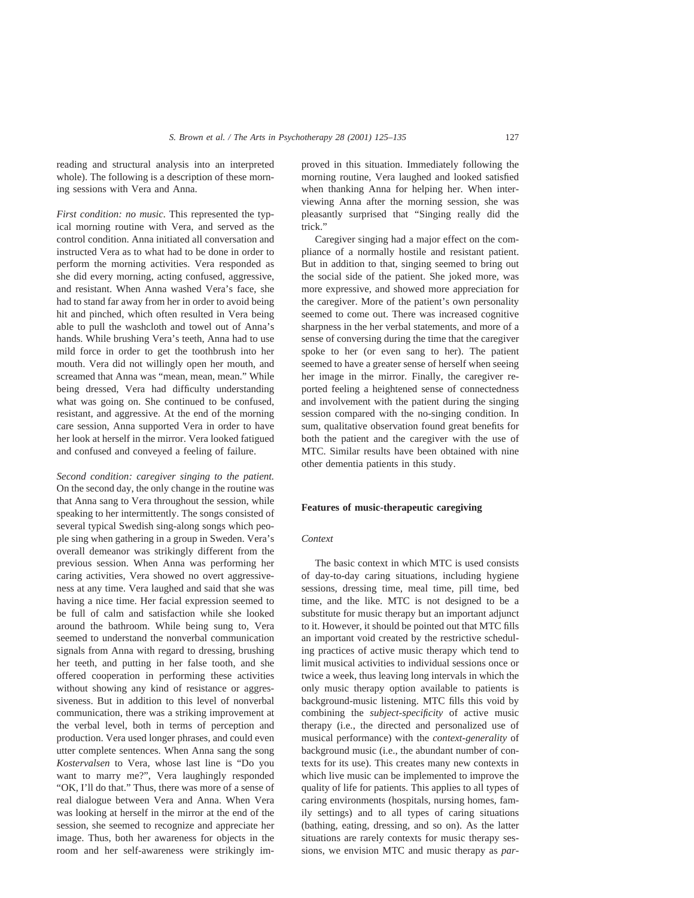reading and structural analysis into an interpreted whole). The following is a description of these morning sessions with Vera and Anna.

*First condition: no music.* This represented the typical morning routine with Vera, and served as the control condition. Anna initiated all conversation and instructed Vera as to what had to be done in order to perform the morning activities. Vera responded as she did every morning, acting confused, aggressive, and resistant. When Anna washed Vera's face, she had to stand far away from her in order to avoid being hit and pinched, which often resulted in Vera being able to pull the washcloth and towel out of Anna's hands. While brushing Vera's teeth, Anna had to use mild force in order to get the toothbrush into her mouth. Vera did not willingly open her mouth, and screamed that Anna was "mean, mean, mean." While being dressed, Vera had difficulty understanding what was going on. She continued to be confused, resistant, and aggressive. At the end of the morning care session, Anna supported Vera in order to have her look at herself in the mirror. Vera looked fatigued and confused and conveyed a feeling of failure.

*Second condition: caregiver singing to the patient.* On the second day, the only change in the routine was that Anna sang to Vera throughout the session, while speaking to her intermittently. The songs consisted of several typical Swedish sing-along songs which people sing when gathering in a group in Sweden. Vera's overall demeanor was strikingly different from the previous session. When Anna was performing her caring activities, Vera showed no overt aggressiveness at any time. Vera laughed and said that she was having a nice time. Her facial expression seemed to be full of calm and satisfaction while she looked around the bathroom. While being sung to, Vera seemed to understand the nonverbal communication signals from Anna with regard to dressing, brushing her teeth, and putting in her false tooth, and she offered cooperation in performing these activities without showing any kind of resistance or aggressiveness. But in addition to this level of nonverbal communication, there was a striking improvement at the verbal level, both in terms of perception and production. Vera used longer phrases, and could even utter complete sentences. When Anna sang the song *Kostervalsen* to Vera, whose last line is "Do you want to marry me?", Vera laughingly responded "OK, I'll do that." Thus, there was more of a sense of real dialogue between Vera and Anna. When Vera was looking at herself in the mirror at the end of the session, she seemed to recognize and appreciate her image. Thus, both her awareness for objects in the room and her self-awareness were strikingly improved in this situation. Immediately following the morning routine, Vera laughed and looked satisfied when thanking Anna for helping her. When interviewing Anna after the morning session, she was pleasantly surprised that "Singing really did the trick."

Caregiver singing had a major effect on the compliance of a normally hostile and resistant patient. But in addition to that, singing seemed to bring out the social side of the patient. She joked more, was more expressive, and showed more appreciation for the caregiver. More of the patient's own personality seemed to come out. There was increased cognitive sharpness in the her verbal statements, and more of a sense of conversing during the time that the caregiver spoke to her (or even sang to her). The patient seemed to have a greater sense of herself when seeing her image in the mirror. Finally, the caregiver reported feeling a heightened sense of connectedness and involvement with the patient during the singing session compared with the no-singing condition. In sum, qualitative observation found great benefits for both the patient and the caregiver with the use of MTC. Similar results have been obtained with nine other dementia patients in this study.

## Features of music-therapeutic caregiving

### Context

The basic context in which MTC is used consists of day-to-day caring situations, including hygiene sessions, dressing time, meal time, pill time, bed time, and the like. MTC is not designed to be a substitute for music therapy but an important adjunct to it. However, it should be pointed out that MTC fills an important void created by the restrictive scheduling practices of active music therapy which tend to limit musical activities to individual sessions once or twice a week, thus leaving long intervals in which the only music therapy option available to patients is background-music listening. MTC fills this void by combining the *subject-specificity* of active music therapy (i.e., the directed and personalized use of musical performance) with the *context-generality* of background music (i.e., the abundant number of contexts for its use). This creates many new contexts in which live music can be implemented to improve the quality of life for patients. This applies to all types of caring environments (hospitals, nursing homes, family settings) and to all types of caring situations (bathing, eating, dressing, and so on). As the latter situations are rarely contexts for music therapy sessions, we envision MTC and music therapy as *par-*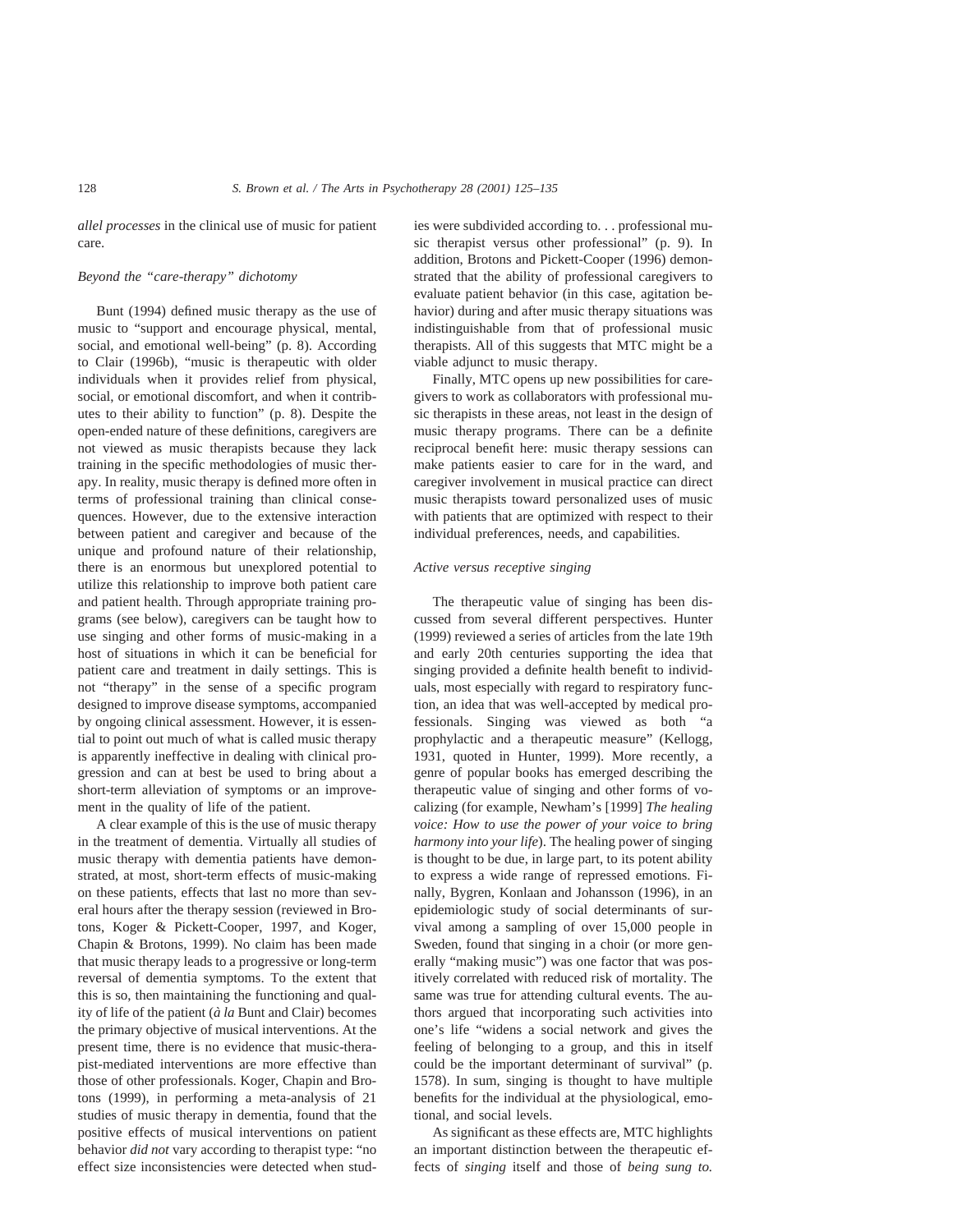allel processes in the clinical use of music for patient care.

### Beyond the "care-therapy" dichotomy

Bunt (1994) defined music therapy as the use of music to "support and encourage physical, mental, social, and emotional well-being" (p. 8). According to Clair (1996b), "music is therapeutic with older individuals when it provides relief from physical, social, or emotional discomfort, and when it contributes to their ability to function" (p. 8). Despite the open-ended nature of these definitions, caregivers are not viewed as music therapists because they lack training in the specific methodologies of music therapy. In reality, music therapy is defined more often in terms of professional training than clinical consequences. However, due to the extensive interaction between patient and caregiver and because of the unique and profound nature of their relationship, there is an enormous but unexplored potential to utilize this relationship to improve both patient care and patient health. Through appropriate training programs (see below), caregivers can be taught how to use singing and other forms of music-making in a host of situations in which it can be beneficial for patient care and treatment in daily settings. This is not "therapy" in the sense of a specific program designed to improve disease symptoms, accompanied by ongoing clinical assessment. However, it is essential to point out much of what is called music therapy is apparently ineffective in dealing with clinical progression and can at best be used to bring about a short-term alleviation of symptoms or an improvement in the quality of life of the patient.

A clear example of this is the use of music therapy in the treatment of dementia. Virtually all studies of music therapy with dementia patients have demonstrated, at most, short-term effects of music-making on these patients, effects that last no more than several hours after the therapy session (reviewed in Brotons, Koger & Pickett-Cooper, 1997, and Koger, Chapin & Brotons, 1999). No claim has been made that music therapy leads to a progressive or long-term reversal of dementia symptoms. To the extent that this is so, then maintaining the functioning and quality of life of the patient (*à la* Bunt and Clair) becomes the primary objective of musical interventions. At the present time, there is no evidence that music-therapist-mediated interventions are more effective than those of other professionals. Koger, Chapin and Brotons (1999), in performing a meta-analysis of 21 studies of music therapy in dementia, found that the positive effects of musical interventions on patient behavior *did not* vary according to therapist type: "no effect size inconsistencies were detected when studies were subdivided according to. . . professional music therapist versus other professional" (p. 9). In addition, Brotons and Pickett-Cooper (1996) demonstrated that the ability of professional caregivers to evaluate patient behavior (in this case, agitation behavior) during and after music therapy situations was indistinguishable from that of professional music therapists. All of this suggests that MTC might be a viable adjunct to music therapy.

Finally, MTC opens up new possibilities for caregivers to work as collaborators with professional music therapists in these areas, not least in the design of music therapy programs. There can be a definite reciprocal benefit here: music therapy sessions can make patients easier to care for in the ward, and caregiver involvement in musical practice can direct music therapists toward personalized uses of music with patients that are optimized with respect to their individual preferences, needs, and capabilities.

### Active versus receptive singing

The therapeutic value of singing has been discussed from several different perspectives. Hunter (1999) reviewed a series of articles from the late 19th and early 20th centuries supporting the idea that singing provided a definite health benefit to individuals, most especially with regard to respiratory function, an idea that was well-accepted by medical professionals. Singing was viewed as both "a prophylactic and a therapeutic measure" (Kellogg, 1931, quoted in Hunter, 1999). More recently, a genre of popular books has emerged describing the therapeutic value of singing and other forms of vocalizing (for example, Newham's [1999] *The healing voice: How to use the power of your voice to bring harmony into your life*). The healing power of singing is thought to be due, in large part, to its potent ability to express a wide range of repressed emotions. Finally, Bygren, Konlaan and Johansson (1996), in an epidemiologic study of social determinants of survival among a sampling of over 15,000 people in Sweden, found that singing in a choir (or more generally "making music") was one factor that was positively correlated with reduced risk of mortality. The same was true for attending cultural events. The authors argued that incorporating such activities into one's life "widens a social network and gives the feeling of belonging to a group, and this in itself could be the important determinant of survival" (p. 1578). In sum, singing is thought to have multiple benefits for the individual at the physiological, emotional, and social levels.

As significant as these effects are, MTC highlights an important distinction between the therapeutic effects of *singing* itself and those of *being sung to.*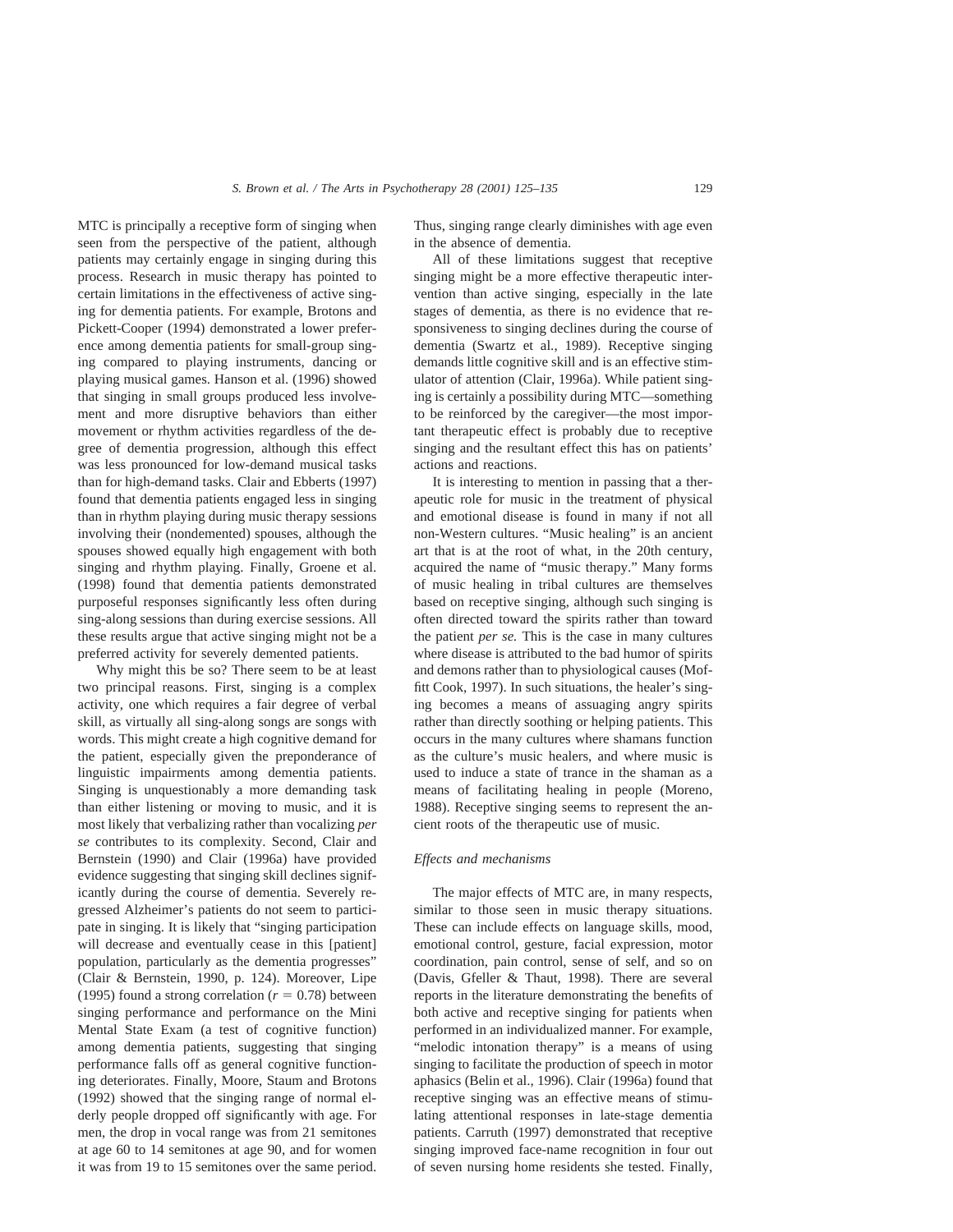MTC is principally a receptive form of singing when seen from the perspective of the patient, although patients may certainly engage in singing during this process. Research in music therapy has pointed to certain limitations in the effectiveness of active singing for dementia patients. For example, Brotons and Pickett-Cooper (1994) demonstrated a lower preference among dementia patients for small-group singing compared to playing instruments, dancing or playing musical games. Hanson et al. (1996) showed that singing in small groups produced less involvement and more disruptive behaviors than either movement or rhythm activities regardless of the degree of dementia progression, although this effect was less pronounced for low-demand musical tasks than for high-demand tasks. Clair and Ebberts (1997) found that dementia patients engaged less in singing than in rhythm playing during music therapy sessions involving their (nondemented) spouses, although the spouses showed equally high engagement with both singing and rhythm playing. Finally, Groene et al. (1998) found that dementia patients demonstrated purposeful responses significantly less often during sing-along sessions than during exercise sessions. All these results argue that active singing might not be a preferred activity for severely demented patients.

Why might this be so? There seem to be at least two principal reasons. First, singing is a complex activity, one which requires a fair degree of verbal skill, as virtually all sing-along songs are songs with words. This might create a high cognitive demand for the patient, especially given the preponderance of linguistic impairments among dementia patients. Singing is unquestionably a more demanding task than either listening or moving to music, and it is most likely that verbalizing rather than vocalizing *per se* contributes to its complexity. Second, Clair and Bernstein (1990) and Clair (1996a) have provided evidence suggesting that singing skill declines significantly during the course of dementia. Severely regressed Alzheimer's patients do not seem to participate in singing. It is likely that "singing participation will decrease and eventually cease in this [patient] population, particularly as the dementia progresses" (Clair & Bernstein, 1990, p. 124). Moreover, Lipe (1995) found a strong correlation ($r = 0.78$) between singing performance and performance on the Mini Mental State Exam (a test of cognitive function) among dementia patients, suggesting that singing performance falls off as general cognitive functioning deteriorates. Finally, Moore, Staum and Brotons (1992) showed that the singing range of normal elderly people dropped off significantly with age. For men, the drop in vocal range was from 21 semitones at age 60 to 14 semitones at age 90, and for women it was from 19 to 15 semitones over the same period. Thus, singing range clearly diminishes with age even in the absence of dementia.

All of these limitations suggest that receptive singing might be a more effective therapeutic intervention than active singing, especially in the late stages of dementia, as there is no evidence that responsiveness to singing declines during the course of dementia (Swartz et al., 1989). Receptive singing demands little cognitive skill and is an effective stimulator of attention (Clair, 1996a). While patient singing is certainly a possibility during MTC—something to be reinforced by the caregiver—the most important therapeutic effect is probably due to receptive singing and the resultant effect this has on patients' actions and reactions.

It is interesting to mention in passing that a therapeutic role for music in the treatment of physical and emotional disease is found in many if not all non-Western cultures. "Music healing" is an ancient art that is at the root of what, in the 20th century, acquired the name of "music therapy." Many forms of music healing in tribal cultures are themselves based on receptive singing, although such singing is often directed toward the spirits rather than toward the patient *per se.* This is the case in many cultures where disease is attributed to the bad humor of spirits and demons rather than to physiological causes (Moffitt Cook, 1997). In such situations, the healer's singing becomes a means of assuaging angry spirits rather than directly soothing or helping patients. This occurs in the many cultures where shamans function as the culture's music healers, and where music is used to induce a state of trance in the shaman as a means of facilitating healing in people (Moreno, 1988). Receptive singing seems to represent the ancient roots of the therapeutic use of music.

### *Effects and mechanisms*

The major effects of MTC are, in many respects, similar to those seen in music therapy situations. These can include effects on language skills, mood, emotional control, gesture, facial expression, motor coordination, pain control, sense of self, and so on (Davis, Gfeller & Thaut, 1998). There are several reports in the literature demonstrating the benefits of both active and receptive singing for patients when performed in an individualized manner. For example, "melodic intonation therapy" is a means of using singing to facilitate the production of speech in motor aphasics (Belin et al., 1996). Clair (1996a) found that receptive singing was an effective means of stimulating attentional responses in late-stage dementia patients. Carruth (1997) demonstrated that receptive singing improved face-name recognition in four out of seven nursing home residents she tested. Finally,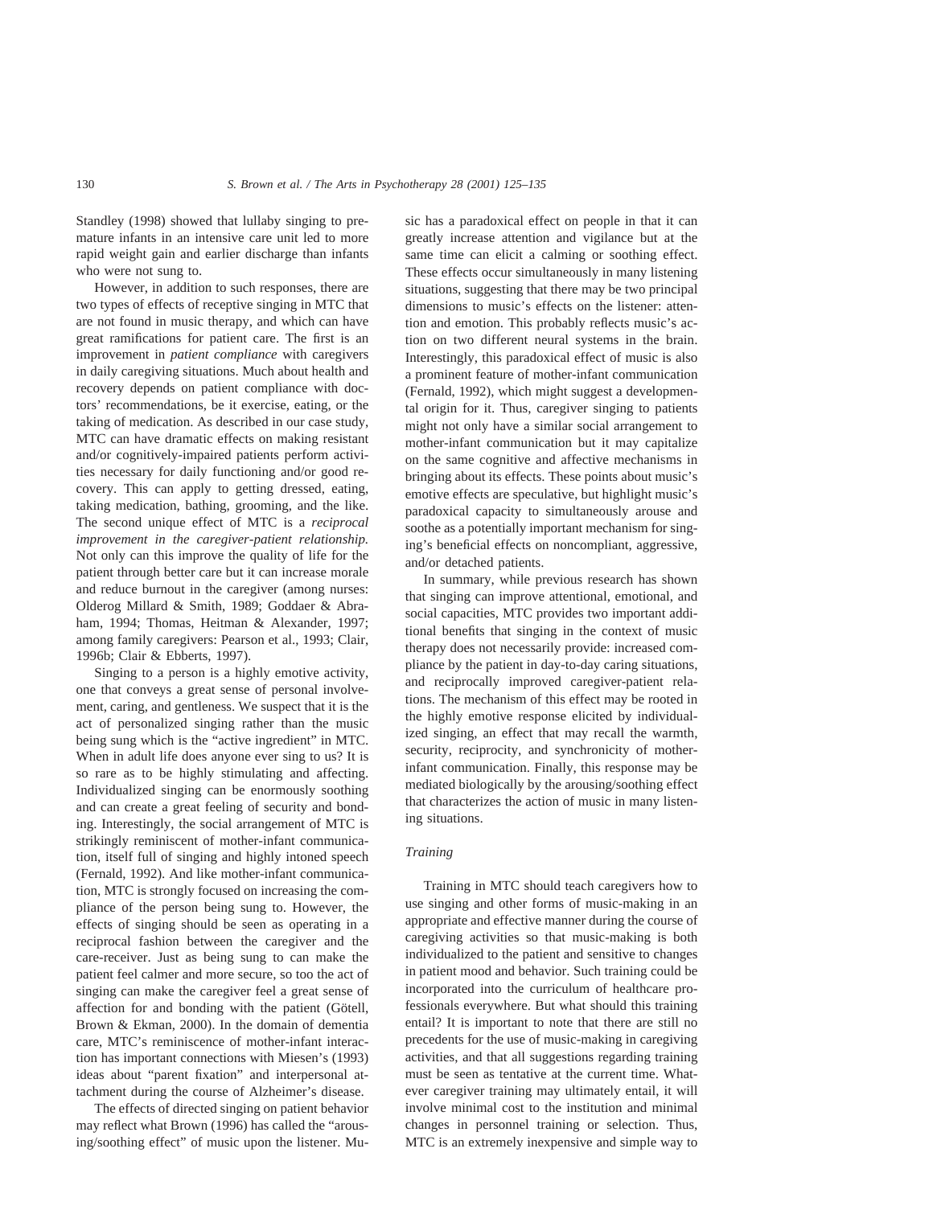Standley (1998) showed that lullaby singing to premature infants in an intensive care unit led to more rapid weight gain and earlier discharge than infants who were not sung to.

However, in addition to such responses, there are two types of effects of receptive singing in MTC that are not found in music therapy, and which can have great ramifications for patient care. The first is an improvement in *patient compliance* with caregivers in daily caregiving situations. Much about health and recovery depends on patient compliance with doctors' recommendations, be it exercise, eating, or the taking of medication. As described in our case study, MTC can have dramatic effects on making resistant and/or cognitively-impaired patients perform activities necessary for daily functioning and/or good recovery. This can apply to getting dressed, eating, taking medication, bathing, grooming, and the like. The second unique effect of MTC is a *reciprocal improvement in the caregiver-patient relationship.* Not only can this improve the quality of life for the patient through better care but it can increase morale and reduce burnout in the caregiver (among nurses: Olderog Millard & Smith, 1989; Goddaer & Abraham, 1994; Thomas, Heitman & Alexander, 1997; among family caregivers: Pearson et al., 1993; Clair, 1996b; Clair & Ebberts, 1997).

Singing to a person is a highly emotive activity, one that conveys a great sense of personal involvement, caring, and gentleness. We suspect that it is the act of personalized singing rather than the music being sung which is the "active ingredient" in MTC. When in adult life does anyone ever sing to us? It is so rare as to be highly stimulating and affecting. Individualized singing can be enormously soothing and can create a great feeling of security and bonding. Interestingly, the social arrangement of MTC is strikingly reminiscent of mother-infant communication, itself full of singing and highly intoned speech (Fernald, 1992). And like mother-infant communication, MTC is strongly focused on increasing the compliance of the person being sung to. However, the effects of singing should be seen as operating in a reciprocal fashion between the caregiver and the care-receiver. Just as being sung to can make the patient feel calmer and more secure, so too the act of singing can make the caregiver feel a great sense of affection for and bonding with the patient (Götell, Brown & Ekman, 2000). In the domain of dementia care, MTC's reminiscence of mother-infant interaction has important connections with Miesen's (1993) ideas about "parent fixation" and interpersonal attachment during the course of Alzheimer's disease.

The effects of directed singing on patient behavior may reflect what Brown (1996) has called the "arousing/soothing effect" of music upon the listener. Music has a paradoxical effect on people in that it can greatly increase attention and vigilance but at the same time can elicit a calming or soothing effect. These effects occur simultaneously in many listening situations, suggesting that there may be two principal dimensions to music's effects on the listener: attention and emotion. This probably reflects music's action on two different neural systems in the brain. Interestingly, this paradoxical effect of music is also a prominent feature of mother-infant communication (Fernald, 1992), which might suggest a developmental origin for it. Thus, caregiver singing to patients might not only have a similar social arrangement to mother-infant communication but it may capitalize on the same cognitive and affective mechanisms in bringing about its effects. These points about music's emotive effects are speculative, but highlight music's paradoxical capacity to simultaneously arouse and soothe as a potentially important mechanism for singing's beneficial effects on noncompliant, aggressive, and/or detached patients.

In summary, while previous research has shown that singing can improve attentional, emotional, and social capacities, MTC provides two important additional benefits that singing in the context of music therapy does not necessarily provide: increased compliance by the patient in day-to-day caring situations, and reciprocally improved caregiver-patient relations. The mechanism of this effect may be rooted in the highly emotive response elicited by individualized singing, an effect that may recall the warmth, security, reciprocity, and synchronicity of mother-infant communication. Finally, this response may be mediated biologically by the arousing/soothing effect that characterizes the action of music in many listening situations.

### *Training*

Training in MTC should teach caregivers how to use singing and other forms of music-making in an appropriate and effective manner during the course of caregiving activities so that music-making is both individualized to the patient and sensitive to changes in patient mood and behavior. Such training could be incorporated into the curriculum of healthcare professionals everywhere. But what should this training entail? It is important to note that there are still no precedents for the use of music-making in caregiving activities, and that all suggestions regarding training must be seen as tentative at the current time. Whatever caregiver training may ultimately entail, it will involve minimal cost to the institution and minimal changes in personnel training or selection. Thus, MTC is an extremely inexpensive and simple way to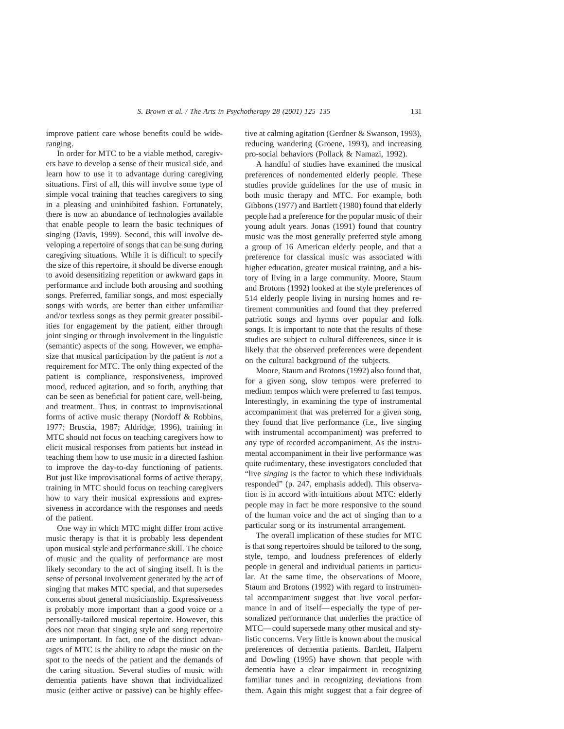improve patient care whose benefits could be wide-ranging.

In order for MTC to be a viable method, caregivers have to develop a sense of their musical side, and learn how to use it to advantage during caregiving situations. First of all, this will involve some type of simple vocal training that teaches caregivers to sing in a pleasing and uninhibited fashion. Fortunately, there is now an abundance of technologies available that enable people to learn the basic techniques of singing (Davis, 1999). Second, this will involve developing a repertoire of songs that can be sung during caregiving situations. While it is difficult to specify the size of this repertoire, it should be diverse enough to avoid desensitizing repetition or awkward gaps in performance and include both arousing and soothing songs. Preferred, familiar songs, and most especially songs with words, are better than either unfamiliar and/or textless songs as they permit greater possibilities for engagement by the patient, either through joint singing or through involvement in the linguistic (semantic) aspects of the song. However, we emphasize that musical participation by the patient is *not* a requirement for MTC. The only thing expected of the patient is compliance, responsiveness, improved mood, reduced agitation, and so forth, anything that can be seen as beneficial for patient care, well-being, and treatment. Thus, in contrast to improvisational forms of active music therapy (Nordoff & Robbins, 1977; Bruscia, 1987; Aldridge, 1996), training in MTC should not focus on teaching caregivers how to elicit musical responses from patients but instead in teaching them how to use music in a directed fashion to improve the day-to-day functioning of patients. But just like improvisational forms of active therapy, training in MTC should focus on teaching caregivers how to vary their musical expressions and expressiveness in accordance with the responses and needs of the patient.

One way in which MTC might differ from active music therapy is that it is probably less dependent upon musical style and performance skill. The choice of music and the quality of performance are most likely secondary to the act of singing itself. It is the sense of personal involvement generated by the act of singing that makes MTC special, and that supersedes concerns about general musicianship. Expressiveness is probably more important than a good voice or a personally-tailored musical repertoire. However, this does not mean that singing style and song repertoire are unimportant. In fact, one of the distinct advantages of MTC is the ability to adapt the music on the spot to the needs of the patient and the demands of the caring situation. Several studies of music with dementia patients have shown that individualized music (either active or passive) can be highly effective at calming agitation (Gerdner & Swanson, 1993), reducing wandering (Groene, 1993), and increasing pro-social behaviors (Pollack & Namazi, 1992).

A handful of studies have examined the musical preferences of nondemented elderly people. These studies provide guidelines for the use of music in both music therapy and MTC. For example, both Gibbons (1977) and Bartlett (1980) found that elderly people had a preference for the popular music of their young adult years. Jonas (1991) found that country music was the most generally preferred style among a group of 16 American elderly people, and that a preference for classical music was associated with higher education, greater musical training, and a history of living in a large community. Moore, Staum and Brotons (1992) looked at the style preferences of 514 elderly people living in nursing homes and retirement communities and found that they preferred patriotic songs and hymns over popular and folk songs. It is important to note that the results of these studies are subject to cultural differences, since it is likely that the observed preferences were dependent on the cultural background of the subjects.

Moore, Staum and Brotons (1992) also found that, for a given song, slow tempos were preferred to medium tempos which were preferred to fast tempos. Interestingly, in examining the type of instrumental accompaniment that was preferred for a given song, they found that live performance (i.e., live singing with instrumental accompaniment) was preferred to any type of recorded accompaniment. As the instrumental accompaniment in their live performance was quite rudimentary, these investigators concluded that "live *singing* is the factor to which these individuals responded" (p. 247, emphasis added). This observation is in accord with intuitions about MTC: elderly people may in fact be more responsive to the sound of the human voice and the act of singing than to a particular song or its instrumental arrangement.

The overall implication of these studies for MTC is that song repertoires should be tailored to the song, style, tempo, and loudness preferences of elderly people in general and individual patients in particular. At the same time, the observations of Moore, Staum and Brotons (1992) with regard to instrumental accompaniment suggest that live vocal performance in and of itself—especially the type of personalized performance that underlies the practice of MTC—could supersede many other musical and stylistic concerns. Very little is known about the musical preferences of dementia patients. Bartlett, Halpern and Dowling (1995) have shown that people with dementia have a clear impairment in recognizing familiar tunes and in recognizing deviations from them. Again this might suggest that a fair degree of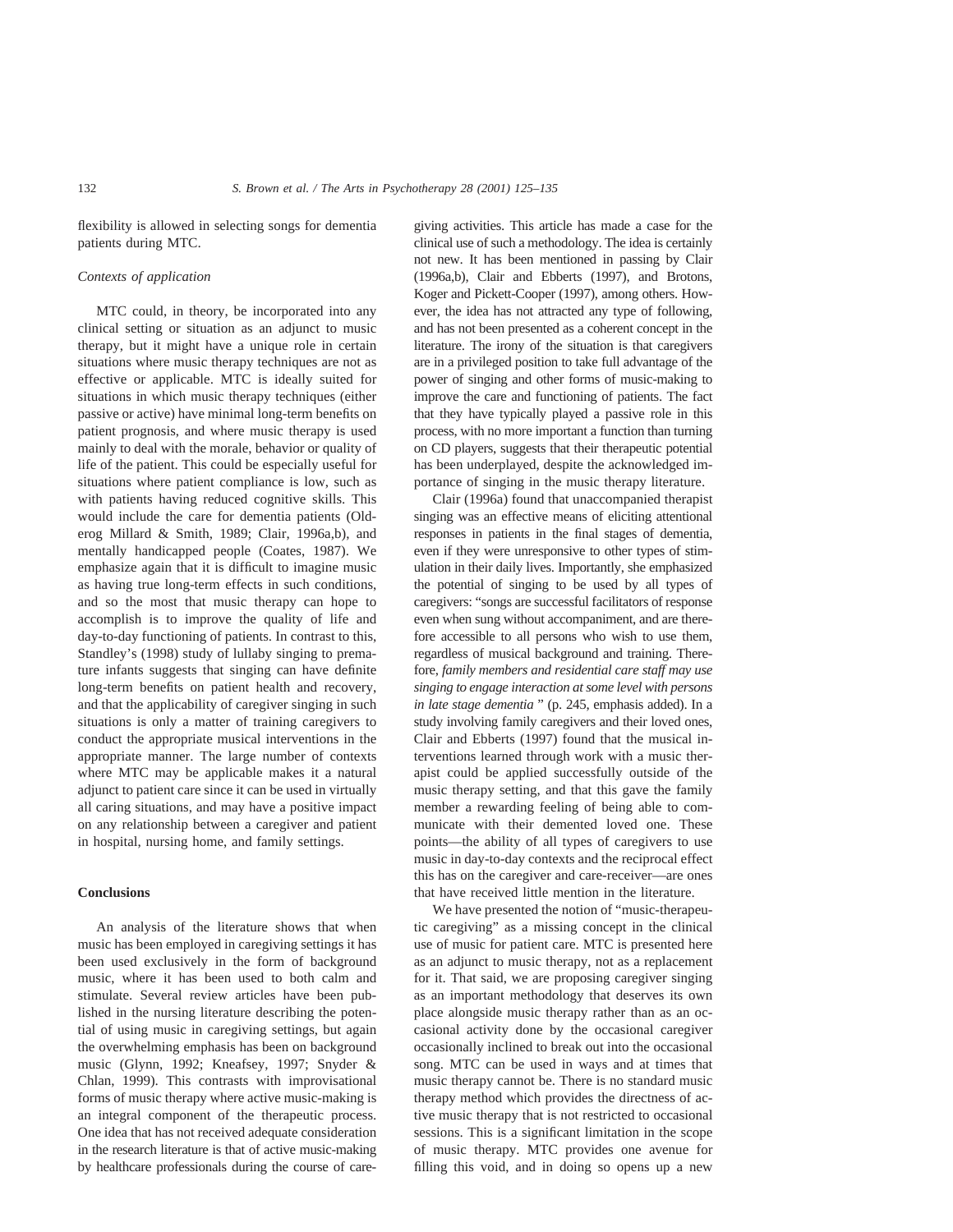flexibility is allowed in selecting songs for dementia patients during MTC.

*Contexts of application*

MTC could, in theory, be incorporated into any clinical setting or situation as an adjunct to music therapy, but it might have a unique role in certain situations where music therapy techniques are not as effective or applicable. MTC is ideally suited for situations in which music therapy techniques (either passive or active) have minimal long-term benefits on patient prognosis, and where music therapy is used mainly to deal with the morale, behavior or quality of life of the patient. This could be especially useful for situations where patient compliance is low, such as with patients having reduced cognitive skills. This would include the care for dementia patients (Olderog Millard & Smith, 1989; Clair, 1996a,b), and mentally handicapped people (Coates, 1987). We emphasize again that it is difficult to imagine music as having true long-term effects in such conditions, and so the most that music therapy can hope to accomplish is to improve the quality of life and day-to-day functioning of patients. In contrast to this, Standley's (1998) study of lullaby singing to premature infants suggests that singing can have definite long-term benefits on patient health and recovery, and that the applicability of caregiver singing in such situations is only a matter of training caregivers to conduct the appropriate musical interventions in the appropriate manner. The large number of contexts where MTC may be applicable makes it a natural adjunct to patient care since it can be used in virtually all caring situations, and may have a positive impact on any relationship between a caregiver and patient in hospital, nursing home, and family settings.

## Conclusions

An analysis of the literature shows that when music has been employed in caregiving settings it has been used exclusively in the form of background music, where it has been used to both calm and stimulate. Several review articles have been published in the nursing literature describing the potential of using music in caregiving settings, but again the overwhelming emphasis has been on background music (Glynn, 1992; Kneafsey, 1997; Snyder & Chlan, 1999). This contrasts with improvisational forms of music therapy where active music-making is an integral component of the therapeutic process. One idea that has not received adequate consideration in the research literature is that of active music-making by healthcare professionals during the course of caregiving activities. This article has made a case for the clinical use of such a methodology. The idea is certainly not new. It has been mentioned in passing by Clair (1996a,b), Clair and Ebberts (1997), and Brotons, Koger and Pickett-Cooper (1997), among others. However, the idea has not attracted any type of following, and has not been presented as a coherent concept in the literature. The irony of the situation is that caregivers are in a privileged position to take full advantage of the power of singing and other forms of music-making to improve the care and functioning of patients. The fact that they have typically played a passive role in this process, with no more important a function than turning on CD players, suggests that their therapeutic potential has been underplayed, despite the acknowledged importance of singing in the music therapy literature.

Clair (1996a) found that unaccompanied therapist singing was an effective means of eliciting attentional responses in patients in the final stages of dementia, even if they were unresponsive to other types of stimulation in their daily lives. Importantly, she emphasized the potential of singing to be used by all types of caregivers: "songs are successful facilitators of response even when sung without accompaniment, and are therefore accessible to all persons who wish to use them, regardless of musical background and training. Therefore, *family members and residential care staff may use singing to engage interaction at some level with persons in late stage dementia* " (p. 245, emphasis added). In a study involving family caregivers and their loved ones, Clair and Ebberts (1997) found that the musical interventions learned through work with a music therapist could be applied successfully outside of the music therapy setting, and that this gave the family member a rewarding feeling of being able to communicate with their demented loved one. These points—the ability of all types of caregivers to use music in day-to-day contexts and the reciprocal effect this has on the caregiver and care-receiver—are ones that have received little mention in the literature.

We have presented the notion of "music-therapeutic caregiving" as a missing concept in the clinical use of music for patient care. MTC is presented here as an adjunct to music therapy, not as a replacement for it. That said, we are proposing caregiver singing as an important methodology that deserves its own place alongside music therapy rather than as an occasional activity done by the occasional caregiver occasionally inclined to break out into the occasional song. MTC can be used in ways and at times that music therapy cannot be. There is no standard music therapy method which provides the directness of active music therapy that is not restricted to occasional sessions. This is a significant limitation in the scope of music therapy. MTC provides one avenue for filling this void, and in doing so opens up a new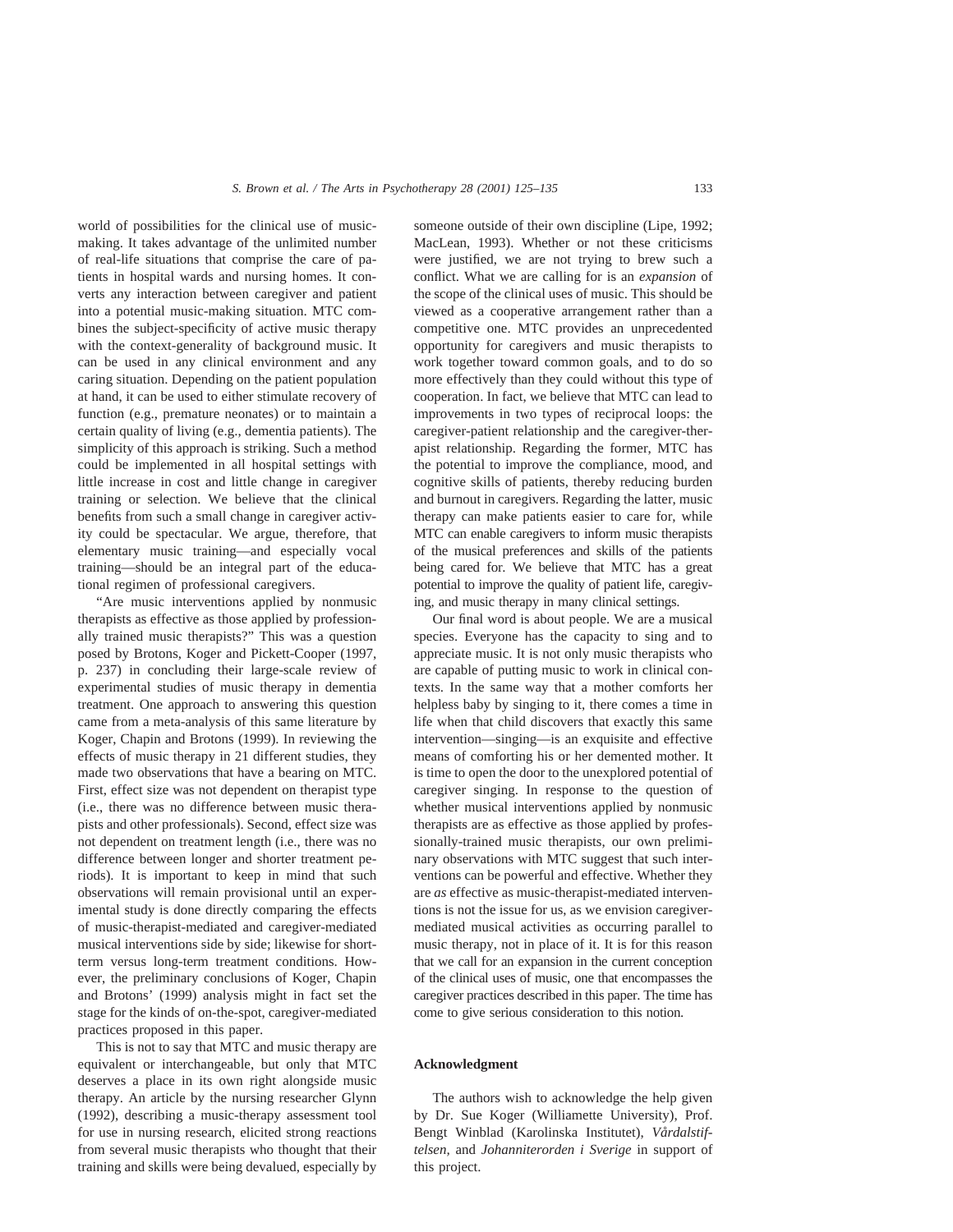world of possibilities for the clinical use of music-making. It takes advantage of the unlimited number of real-life situations that comprise the care of patients in hospital wards and nursing homes. It converts any interaction between caregiver and patient into a potential music-making situation. MTC combines the subject-specificity of active music therapy with the context-generality of background music. It can be used in any clinical environment and any caring situation. Depending on the patient population at hand, it can be used to either stimulate recovery of function (e.g., premature neonates) or to maintain a certain quality of living (e.g., dementia patients). The simplicity of this approach is striking. Such a method could be implemented in all hospital settings with little increase in cost and little change in caregiver training or selection. We believe that the clinical benefits from such a small change in caregiver activity could be spectacular. We argue, therefore, that elementary music training—and especially vocal training—should be an integral part of the educational regimen of professional caregivers.

"Are music interventions applied by nonmusic therapists as effective as those applied by professionally trained music therapists?" This was a question posed by Brotons, Koger and Pickett-Cooper (1997, p. 237) in concluding their large-scale review of experimental studies of music therapy in dementia treatment. One approach to answering this question came from a meta-analysis of this same literature by Koger, Chapin and Brotons (1999). In reviewing the effects of music therapy in 21 different studies, they made two observations that have a bearing on MTC. First, effect size was not dependent on therapist type (i.e., there was no difference between music therapists and other professionals). Second, effect size was not dependent on treatment length (i.e., there was no difference between longer and shorter treatment periods). It is important to keep in mind that such observations will remain provisional until an experimental study is done directly comparing the effects of music-therapist-mediated and caregiver-mediated musical interventions side by side; likewise for short-term versus long-term treatment conditions. However, the preliminary conclusions of Koger, Chapin and Brotons' (1999) analysis might in fact set the stage for the kinds of on-the-spot, caregiver-mediated practices proposed in this paper.

This is not to say that MTC and music therapy are equivalent or interchangeable, but only that MTC deserves a place in its own right alongside music therapy. An article by the nursing researcher Glynn (1992), describing a music-therapy assessment tool for use in nursing research, elicited strong reactions from several music therapists who thought that their training and skills were being devalued, especially by someone outside of their own discipline (Lipe, 1992; MacLean, 1993). Whether or not these criticisms were justified, we are not trying to brew such a conflict. What we are calling for is an *expansion* of the scope of the clinical uses of music. This should be viewed as a cooperative arrangement rather than a competitive one. MTC provides an unprecedented opportunity for caregivers and music therapists to work together toward common goals, and to do so more effectively than they could without this type of cooperation. In fact, we believe that MTC can lead to improvements in two types of reciprocal loops: the caregiver-patient relationship and the caregiver-therapist relationship. Regarding the former, MTC has the potential to improve the compliance, mood, and cognitive skills of patients, thereby reducing burden and burnout in caregivers. Regarding the latter, music therapy can make patients easier to care for, while MTC can enable caregivers to inform music therapists of the musical preferences and skills of the patients being cared for. We believe that MTC has a great potential to improve the quality of patient life, caregiving, and music therapy in many clinical settings.

Our final word is about people. We are a musical species. Everyone has the capacity to sing and to appreciate music. It is not only music therapists who are capable of putting music to work in clinical contexts. In the same way that a mother comforts her helpless baby by singing to it, there comes a time in life when that child discovers that exactly this same intervention—singing—is an exquisite and effective means of comforting his or her demented mother. It is time to open the door to the unexplored potential of caregiver singing. In response to the question of whether musical interventions applied by nonmusic therapists are as effective as those applied by professionally-trained music therapists, our own preliminary observations with MTC suggest that such interventions can be powerful and effective. Whether they are *as* effective as music-therapist-mediated interventions is not the issue for us, as we envision caregiver-mediated musical activities as occurring parallel to music therapy, not in place of it. It is for this reason that we call for an expansion in the current conception of the clinical uses of music, one that encompasses the caregiver practices described in this paper. The time has come to give serious consideration to this notion.

## Acknowledgment

The authors wish to acknowledge the help given by Dr. Sue Koger (Williamette University), Prof. Bengt Winblad (Karolinska Institutet), *Vårdalstiftelsen*, and *Johanniterorden i Sverige* in support of this project.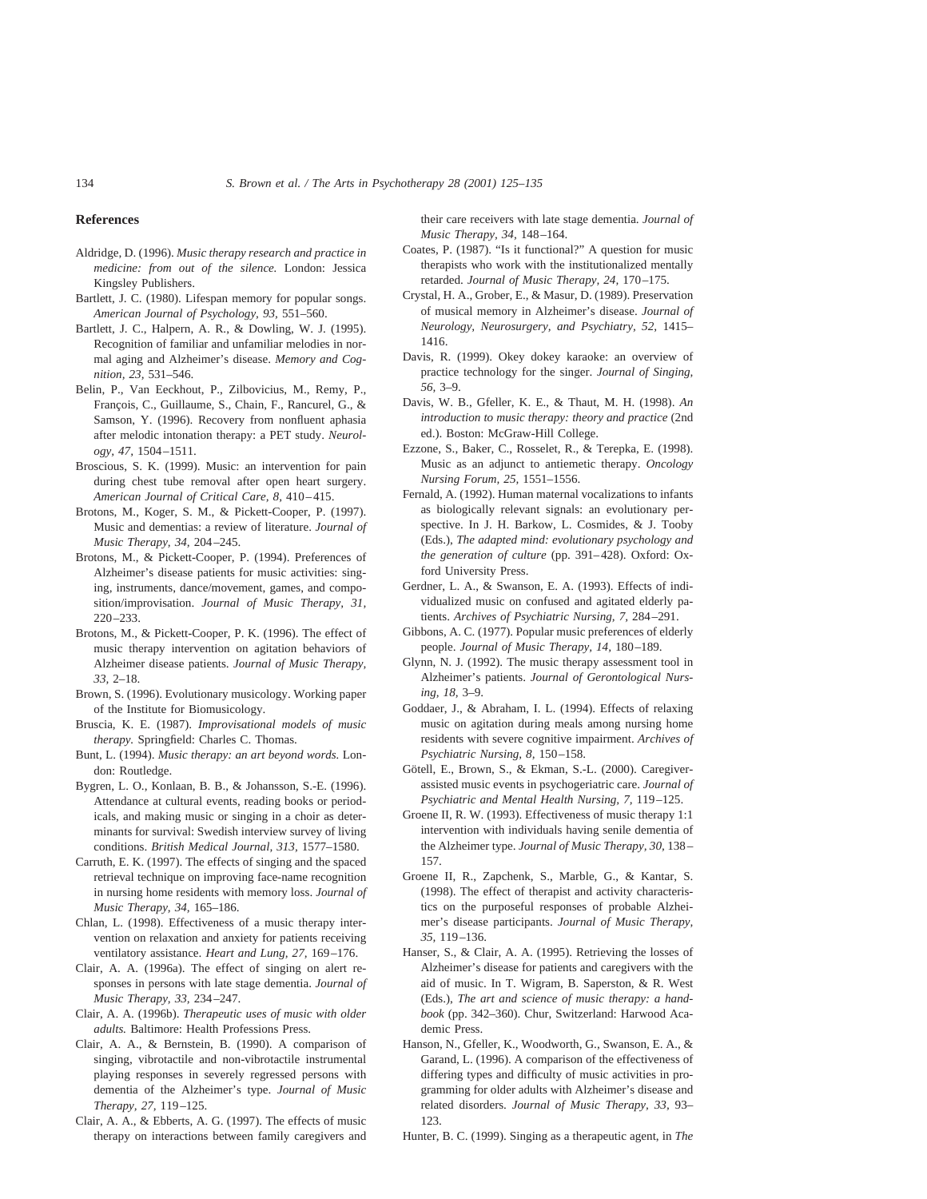## References

Aldridge, D. (1996). *Music therapy research and practice in medicine: from out of the silence.* London: Jessica Kingsley Publishers.

Bartlett, J. C. (1980). Lifespan memory for popular songs. *American Journal of Psychology, 93,* 551–560.

Bartlett, J. C., Halpern, A. R., & Dowling, W. J. (1995). Recognition of familiar and unfamiliar melodies in normal aging and Alzheimer's disease. *Memory and Cognition, 23,* 531–546.

Belin, P., Van Eeckhout, P., Zilbovicius, M., Remy, P., François, C., Guillaume, S., Chain, F., Rancurel, G., & Samson, Y. (1996). Recovery from nonfluent aphasia after melodic intonation therapy: a PET study. *Neurology, 47,* 1504–1511.

Broscious, S. K. (1999). Music: an intervention for pain during chest tube removal after open heart surgery. *American Journal of Critical Care, 8,* 410–415.

Brotons, M., Koger, S. M., & Pickett-Cooper, P. (1997). Music and dementias: a review of literature. *Journal of Music Therapy, 34,* 204–245.

Brotons, M., & Pickett-Cooper, P. (1994). Preferences of Alzheimer's disease patients for music activities: singing, instruments, dance/movement, games, and composition/improvisation. *Journal of Music Therapy, 31,* 220–233.

Brotons, M., & Pickett-Cooper, P. K. (1996). The effect of music therapy intervention on agitation behaviors of Alzheimer disease patients. *Journal of Music Therapy, 33,* 2–18.

Brown, S. (1996). Evolutionary musicology. Working paper of the Institute for Biomusicology.

Bruscia, K. E. (1987). *Improvisational models of music therapy.* Springfield: Charles C. Thomas.

Bunt, L. (1994). *Music therapy: an art beyond words.* London: Routledge.

Bygren, L. O., Konlaan, B. B., & Johansson, S.-E. (1996). Attendance at cultural events, reading books or periodicals, and making music or singing in a choir as determinants for survival: Swedish interview survey of living conditions. *British Medical Journal, 313,* 1577–1580.

Carruth, E. K. (1997). The effects of singing and the spaced retrieval technique on improving face-name recognition in nursing home residents with memory loss. *Journal of Music Therapy, 34,* 165–186.

Chlan, L. (1998). Effectiveness of a music therapy intervention on relaxation and anxiety for patients receiving ventilatory assistance. *Heart and Lung, 27,* 169–176.

Clair, A. A. (1996a). The effect of singing on alert responses in persons with late stage dementia. *Journal of Music Therapy, 33,* 234–247.

Clair, A. A. (1996b). *Therapeutic uses of music with older adults.* Baltimore: Health Professions Press.

Clair, A. A., & Bernstein, B. (1990). A comparison of singing, vibrotactile and non-vibrotactile instrumental playing responses in severely regressed persons with dementia of the Alzheimer's type. *Journal of Music Therapy, 27,* 119–125.

Clair, A. A., & Ebberts, A. G. (1997). The effects of music therapy on interactions between family caregivers and their care receivers with late stage dementia. *Journal of Music Therapy, 34,* 148–164.

Coates, P. (1987). "Is it functional?" A question for music therapists who work with the institutionalized mentally retarded. *Journal of Music Therapy, 24,* 170–175.

Crystal, H. A., Grober, E., & Masur, D. (1989). Preservation of musical memory in Alzheimer's disease. *Journal of Neurology, Neurosurgery, and Psychiatry, 52,* 1415–1416.

Davis, R. (1999). Okey dokey karaoke: an overview of practice technology for the singer. *Journal of Singing, 56,* 3–9.

Davis, W. B., Gfeller, K. E., & Thaut, M. H. (1998). *An introduction to music therapy: theory and practice* (2nd ed.). Boston: McGraw-Hill College.

Ezzone, S., Baker, C., Rosselet, R., & Terepka, E. (1998). Music as an adjunct to antiemetic therapy. *Oncology Nursing Forum, 25,* 1551–1556.

Fernald, A. (1992). Human maternal vocalizations to infants as biologically relevant signals: an evolutionary perspective. In J. H. Barkow, L. Cosmides, & J. Tooby (Eds.), *The adapted mind: evolutionary psychology and the generation of culture* (pp. 391–428). Oxford: Oxford University Press.

Gerdner, L. A., & Swanson, E. A. (1993). Effects of individualized music on confused and agitated elderly patients. *Archives of Psychiatric Nursing, 7,* 284–291.

Gibbons, A. C. (1977). Popular music preferences of elderly people. *Journal of Music Therapy, 14,* 180–189.

Glynn, N. J. (1992). The music therapy assessment tool in Alzheimer's patients. *Journal of Gerontological Nursing, 18,* 3–9.

Goddaer, J., & Abraham, I. L. (1994). Effects of relaxing music on agitation during meals among nursing home residents with severe cognitive impairment. *Archives of Psychiatric Nursing, 8,* 150–158.

Götell, E., Brown, S., & Ekman, S.-L. (2000). Caregiver-assisted music events in psychogeriatric care. *Journal of Psychiatric and Mental Health Nursing, 7,* 119–125.

Groene II, R. W. (1993). Effectiveness of music therapy 1:1 intervention with individuals having senile dementia of the Alzheimer type. *Journal of Music Therapy, 30,* 138–157.

Groene II, R., Zapchenk, S., Marble, G., & Kantar, S. (1998). The effect of therapist and activity characteristics on the purposeful responses of probable Alzheimer's disease participants. *Journal of Music Therapy, 35,* 119–136.

Hanser, S., & Clair, A. A. (1995). Retrieving the losses of Alzheimer's disease for patients and caregivers with the aid of music. In T. Wigram, B. Saperston, & R. West (Eds.), *The art and science of music therapy: a handbook* (pp. 342–360). Chur, Switzerland: Harwood Academic Press.

Hanson, N., Gfeller, K., Woodworth, G., Swanson, E. A., & Garand, L. (1996). A comparison of the effectiveness of differing types and difficulty of music activities in programming for older adults with Alzheimer's disease and related disorders. *Journal of Music Therapy, 33,* 93–123.

Hunter, B. C. (1999). Singing as a therapeutic agent, in *The*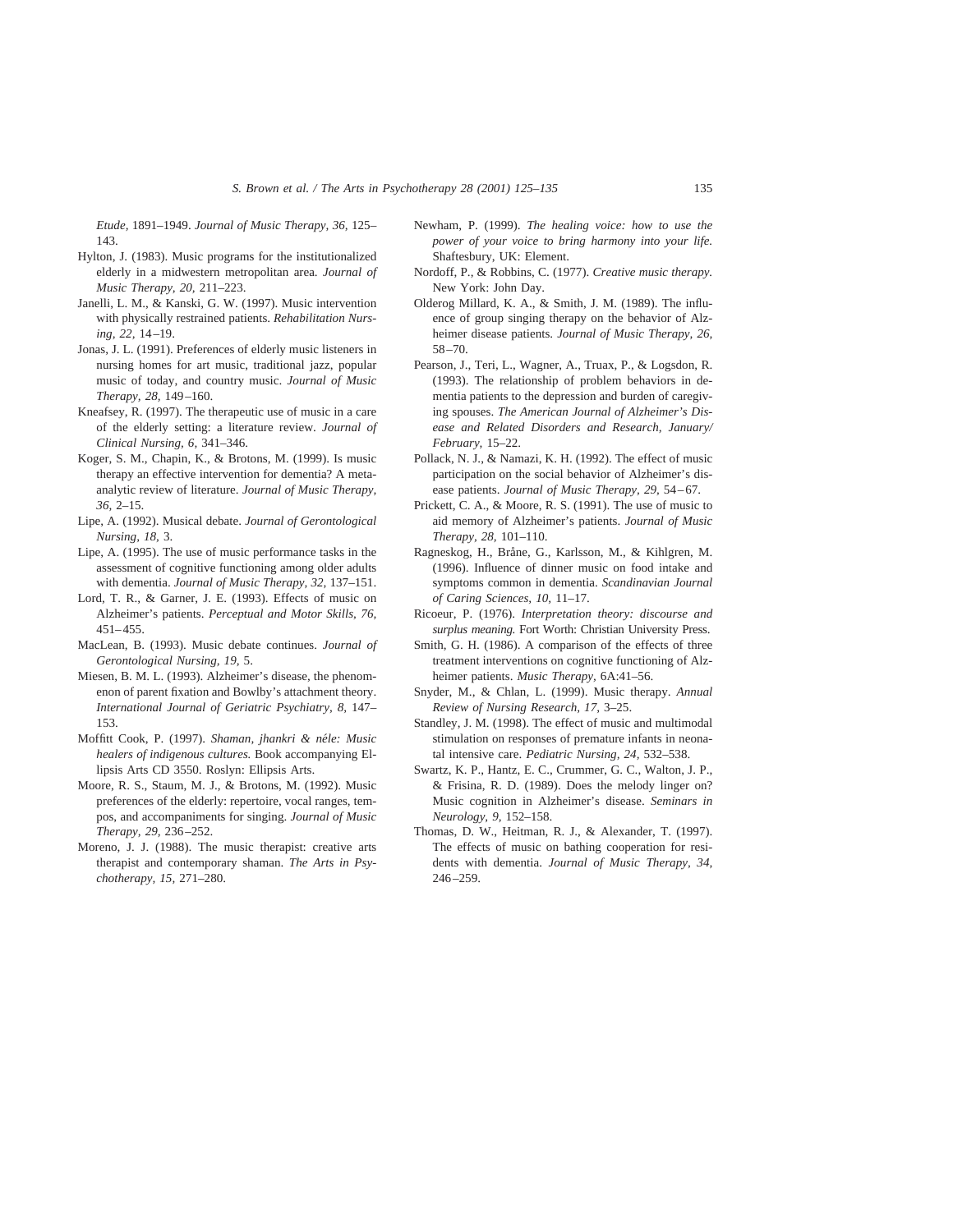*Etude,* 1891–1949. *Journal of Music Therapy, 36,* 125–143.

Hylton, J. (1983). Music programs for the institutionalized elderly in a midwestern metropolitan area. *Journal of Music Therapy, 20,* 211–223.

Janelli, L. M., & Kanski, G. W. (1997). Music intervention with physically restrained patients. *Rehabilitation Nursing, 22,* 14–19.

Jonas, J. L. (1991). Preferences of elderly music listeners in nursing homes for art music, traditional jazz, popular music of today, and country music. *Journal of Music Therapy, 28,* 149–160.

Kneafsey, R. (1997). The therapeutic use of music in a care of the elderly setting: a literature review. *Journal of Clinical Nursing, 6,* 341–346.

Koger, S. M., Chapin, K., & Brotons, M. (1999). Is music therapy an effective intervention for dementia? A meta-analytic review of literature. *Journal of Music Therapy, 36,* 2–15.

Lipe, A. (1992). Musical debate. *Journal of Gerontological Nursing, 18,* 3.

Lipe, A. (1995). The use of music performance tasks in the assessment of cognitive functioning among older adults with dementia. *Journal of Music Therapy, 32,* 137–151.

Lord, T. R., & Garner, J. E. (1993). Effects of music on Alzheimer's patients. *Perceptual and Motor Skills, 76,* 451–455.

MacLean, B. (1993). Music debate continues. *Journal of Gerontological Nursing, 19,* 5.

Miesen, B. M. L. (1993). Alzheimer's disease, the phenomenon of parent fixation and Bowlby's attachment theory. *International Journal of Geriatric Psychiatry, 8,* 147–153.

Moffitt Cook, P. (1997). *Shaman, jhankri & néle: Music healers of indigenous cultures.* Book accompanying Ellipsis Arts CD 3550. Roslyn: Ellipsis Arts.

Moore, R. S., Staum, M. J., & Brotons, M. (1992). Music preferences of the elderly: repertoire, vocal ranges, tempos, and accompaniments for singing. *Journal of Music Therapy, 29,* 236–252.

Moreno, J. J. (1988). The music therapist: creative arts therapist and contemporary shaman. *The Arts in Psychotherapy, 15,* 271–280.

Newham, P. (1999). *The healing voice: how to use the power of your voice to bring harmony into your life.* Shaftesbury, UK: Element.

Nordoff, P., & Robbins, C. (1977). *Creative music therapy.* New York: John Day.

Olderog Millard, K. A., & Smith, J. M. (1989). The influence of group singing therapy on the behavior of Alzheimer disease patients. *Journal of Music Therapy, 26,* 58–70.

Pearson, J., Teri, L., Wagner, A., Truax, P., & Logsdon, R. (1993). The relationship of problem behaviors in dementia patients to the depression and burden of caregiving spouses. *The American Journal of Alzheimer's Disease and Related Disorders and Research, January/February,* 15–22.

Pollack, N. J., & Namazi, K. H. (1992). The effect of music participation on the social behavior of Alzheimer's disease patients. *Journal of Music Therapy, 29,* 54–67.

Prickett, C. A., & Moore, R. S. (1991). The use of music to aid memory of Alzheimer's patients. *Journal of Music Therapy, 28,* 101–110.

Ragneskog, H., Bråne, G., Karlsson, M., & Kihlgren, M. (1996). Influence of dinner music on food intake and symptoms common in dementia. *Scandinavian Journal of Caring Sciences, 10,* 11–17.

Ricoeur, P. (1976). *Interpretation theory: discourse and surplus meaning.* Fort Worth: Christian University Press.

Smith, G. H. (1986). A comparison of the effects of three treatment interventions on cognitive functioning of Alzheimer patients. *Music Therapy,* 6A:41–56.

Snyder, M., & Chlan, L. (1999). Music therapy. *Annual Review of Nursing Research, 17,* 3–25.

Standley, J. M. (1998). The effect of music and multimodal stimulation on responses of premature infants in neonatal intensive care. *Pediatric Nursing, 24,* 532–538.

Swartz, K. P., Hantz, E. C., Crummer, G. C., Walton, J. P., & Frisina, R. D. (1989). Does the melody linger on? Music cognition in Alzheimer's disease. *Seminars in Neurology, 9,* 152–158.

Thomas, D. W., Heitman, R. J., & Alexander, T. (1997). The effects of music on bathing cooperation for residents with dementia. *Journal of Music Therapy, 34,* 246–259.